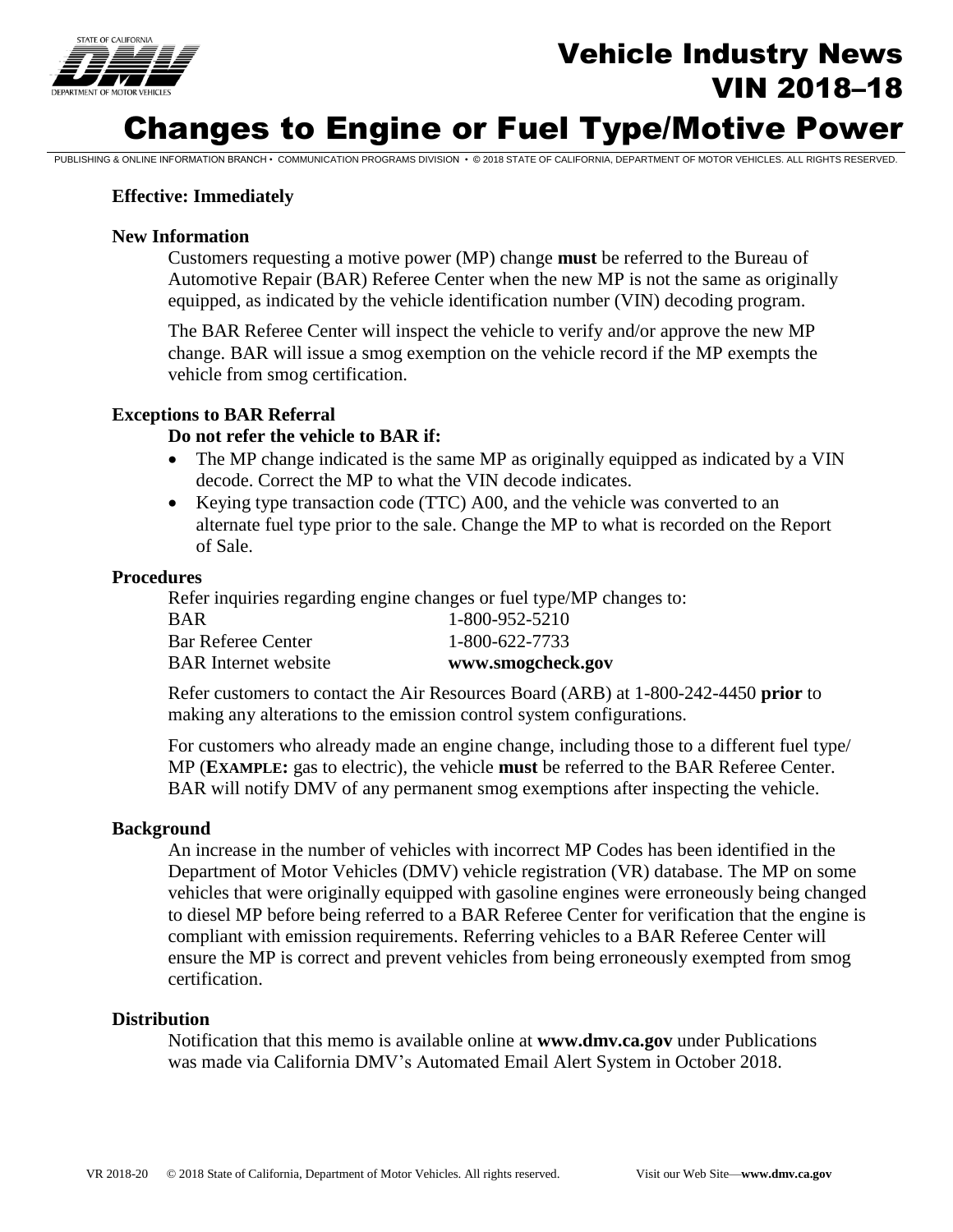# Vehicle Industry News VIN 2018–18

# Changes to Engine or Fuel Type/Motive Power

PUBLISHING & ONLINE INFORMATION BRANCH • COMMUNICATION PROGRAMS DIVISION • © 2018 STATE OF CALIFORNIA, DEPARTMENT OF MOTOR VEHICLES. ALL RIGHTS RESERVED.

**Effective: Immediately**

**New Information**

Customers requesting a motive power (MP) change **must** be referred to the Bureau of Automotive Repair (BAR) Referee Center when the new MP is not the same as originally equipped, as indicated by the vehicle identification number (VIN) decoding program.

The BAR Referee Center will inspect the vehicle to verify and/or approve the new MP change. BAR will issue a smog exemption on the vehicle record if the MP exempts the vehicle from smog certification.

**Exceptions to BAR Referral**

**Do not refer the vehicle to BAR if:**

- The MP change indicated is the same MP as originally equipped as indicated by a VIN decode. Correct the MP to what the VIN decode indicates.
- Keying type transaction code (TTC) A00, and the vehicle was converted to an alternate fuel type prior to the sale. Change the MP to what is recorded on the Report of Sale.

**Procedures**

Refer inquiries regarding engine changes or fuel type/MP changes to:

| | |
|---|---|
| BAR | 1-800-952-5210 |
| Bar Referee Center | 1-800-622-7733 |
| BAR Internet website | **www.smogcheck.gov** |

Refer customers to contact the Air Resources Board (ARB) at 1-800-242-4450 **prior** to making any alterations to the emission control system configurations.

For customers who already made an engine change, including those to a different fuel type/ MP (**EXAMPLE:** gas to electric), the vehicle **must** be referred to the BAR Referee Center. BAR will notify DMV of any permanent smog exemptions after inspecting the vehicle.

**Background**

An increase in the number of vehicles with incorrect MP Codes has been identified in the Department of Motor Vehicles (DMV) vehicle registration (VR) database. The MP on some vehicles that were originally equipped with gasoline engines were erroneously being changed to diesel MP before being referred to a BAR Referee Center for verification that the engine is compliant with emission requirements. Referring vehicles to a BAR Referee Center will ensure the MP is correct and prevent vehicles from being erroneously exempted from smog certification.

**Distribution**

Notification that this memo is available online at **www.dmv.ca.gov** under Publications was made via California DMV's Automated Email Alert System in October 2018.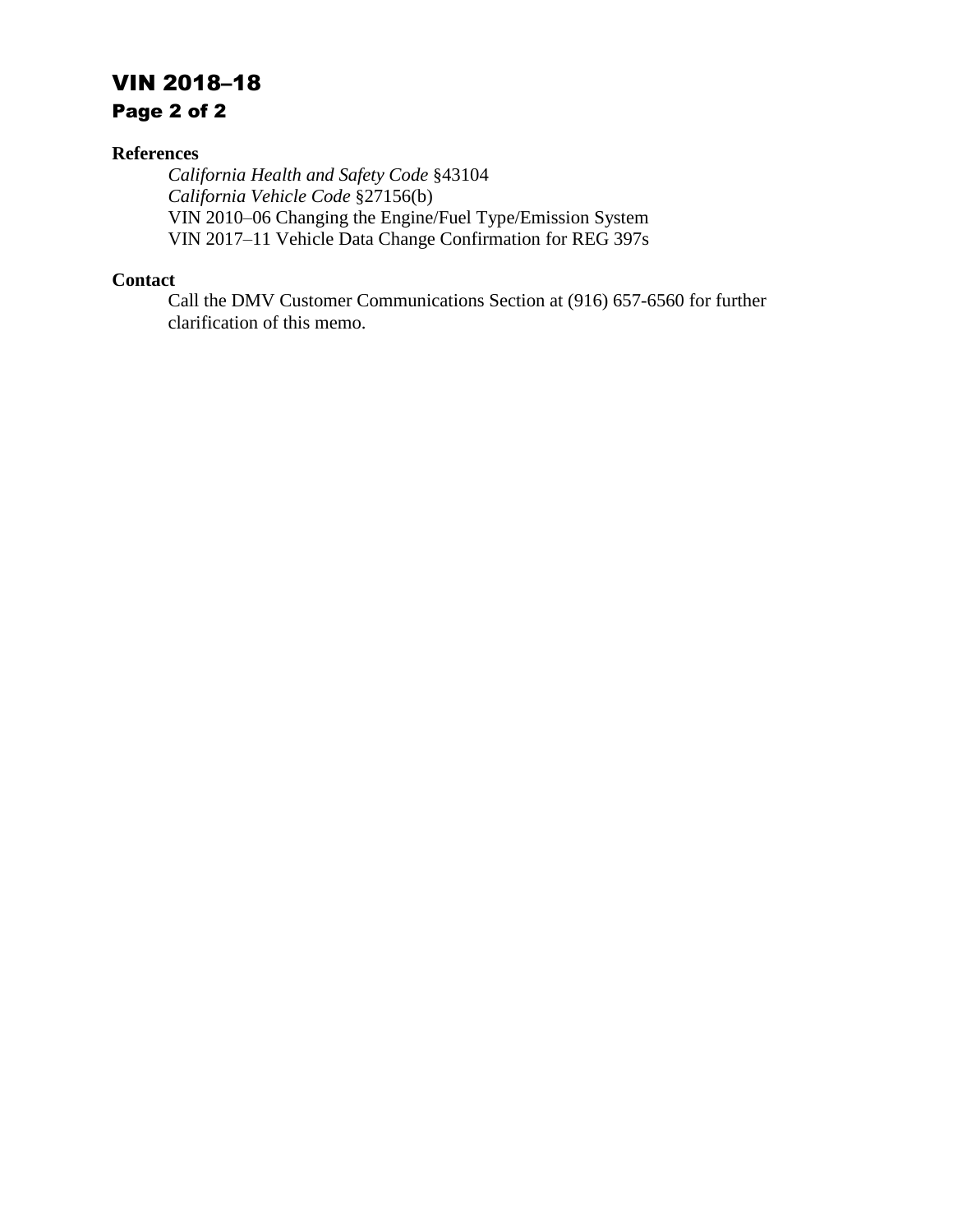**References**

*California Health and Safety Code* §43104
*California Vehicle Code* §27156(b)
VIN 2010–06 Changing the Engine/Fuel Type/Emission System
VIN 2017–11 Vehicle Data Change Confirmation for REG 397s

**Contact**

Call the DMV Customer Communications Section at (916) 657-6560 for further clarification of this memo.